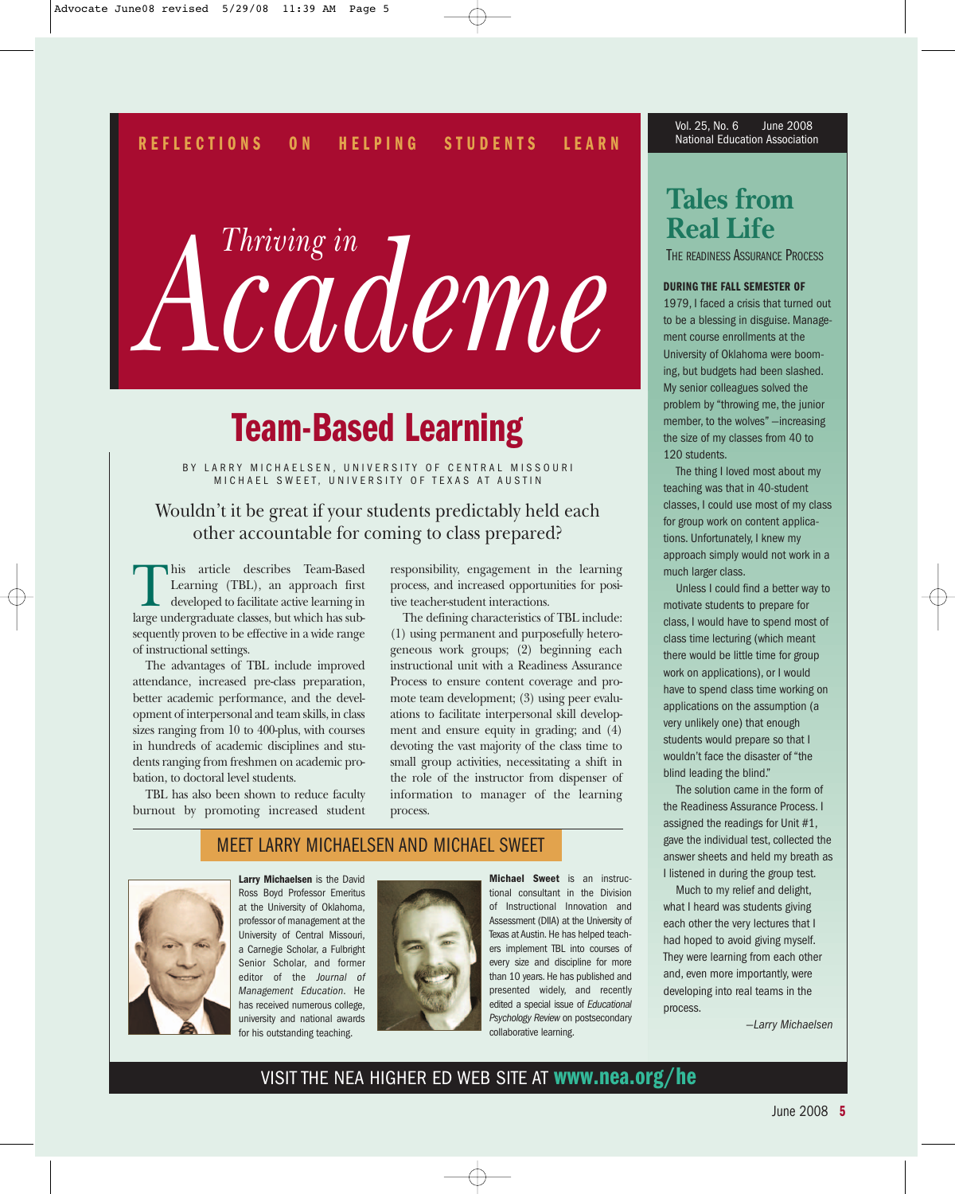REFLECTIONS ON HELPING STUDENTS LEARN

# *Thriving in* Academe

## Team-Based Learning

BY LARRY MICHAELSEN, UNIVERSITY OF CENTRAL MISSOURI
MICHAEL SWEET, UNIVERSITY OF TEXAS AT AUSTIN

Wouldn't it be great if your students predictably held each other accountable for coming to class prepared?

This article describes Team-Based Learning (TBL), an approach first developed to facilitate active learning in large undergraduate classes, but which has subsequently proven to be effective in a wide range of instructional settings.

The advantages of TBL include improved attendance, increased pre-class preparation, better academic performance, and the development of interpersonal and team skills, in class sizes ranging from 10 to 400-plus, with courses in hundreds of academic disciplines and students ranging from freshmen on academic probation, to doctoral level students.

TBL has also been shown to reduce faculty burnout by promoting increased student responsibility, engagement in the learning process, and increased opportunities for positive teacher-student interactions.

The defining characteristics of TBL include: (1) using permanent and purposefully heterogeneous work groups; (2) beginning each instructional unit with a Readiness Assurance Process to ensure content coverage and promote team development; (3) using peer evaluations to facilitate interpersonal skill development and ensure equity in grading; and (4) devoting the vast majority of the class time to small group activities, necessitating a shift in the role of the instructor from dispenser of information to manager of the learning process.

### MEET LARRY MICHAELSEN AND MICHAEL SWEET

**Larry Michaelsen** is the David Ross Boyd Professor Emeritus at the University of Oklahoma, professor of management at the University of Central Missouri, a Carnegie Scholar, a Fulbright Senior Scholar, and former editor of the *Journal of Management Education*. He has received numerous college, university and national awards for his outstanding teaching.

**Michael Sweet** is an instructional consultant in the Division of Instructional Innovation and Assessment (DIIA) at the University of Texas at Austin. He has helped teachers implement TBL into courses of every size and discipline for more than 10 years. He has published and presented widely, and recently edited a special issue of *Educational Psychology Review* on postsecondary collaborative learning.

## Tales from Real Life

THE READINESS ASSURANCE PROCESS

**DURING THE FALL SEMESTER OF** 1979, I faced a crisis that turned out to be a blessing in disguise. Management course enrollments at the University of Oklahoma were booming, but budgets had been slashed. My senior colleagues solved the problem by "throwing me, the junior member, to the wolves"—increasing the size of my classes from 40 to 120 students.

The thing I loved most about my teaching was that in 40-student classes, I could use most of my class for group work on content applications. Unfortunately, I knew my approach simply would not work in a much larger class.

Unless I could find a better way to motivate students to prepare for class, I would have to spend most of class time lecturing (which meant there would be little time for group work on applications), or I would have to spend class time working on applications on the assumption (a very unlikely one) that enough students would prepare so that I wouldn't face the disaster of "the blind leading the blind."

The solution came in the form of the Readiness Assurance Process. I assigned the readings for Unit #1, gave the individual test, collected the answer sheets and held my breath as I listened in during the group test.

Much to my relief and delight, what I heard was students giving each other the very lectures that I had hoped to avoid giving myself. They were learning from each other and, even more importantly, were developing into real teams in the process.

*—Larry Michaelsen*

VISIT THE NEA HIGHER ED WEB SITE AT **www.nea.org/he**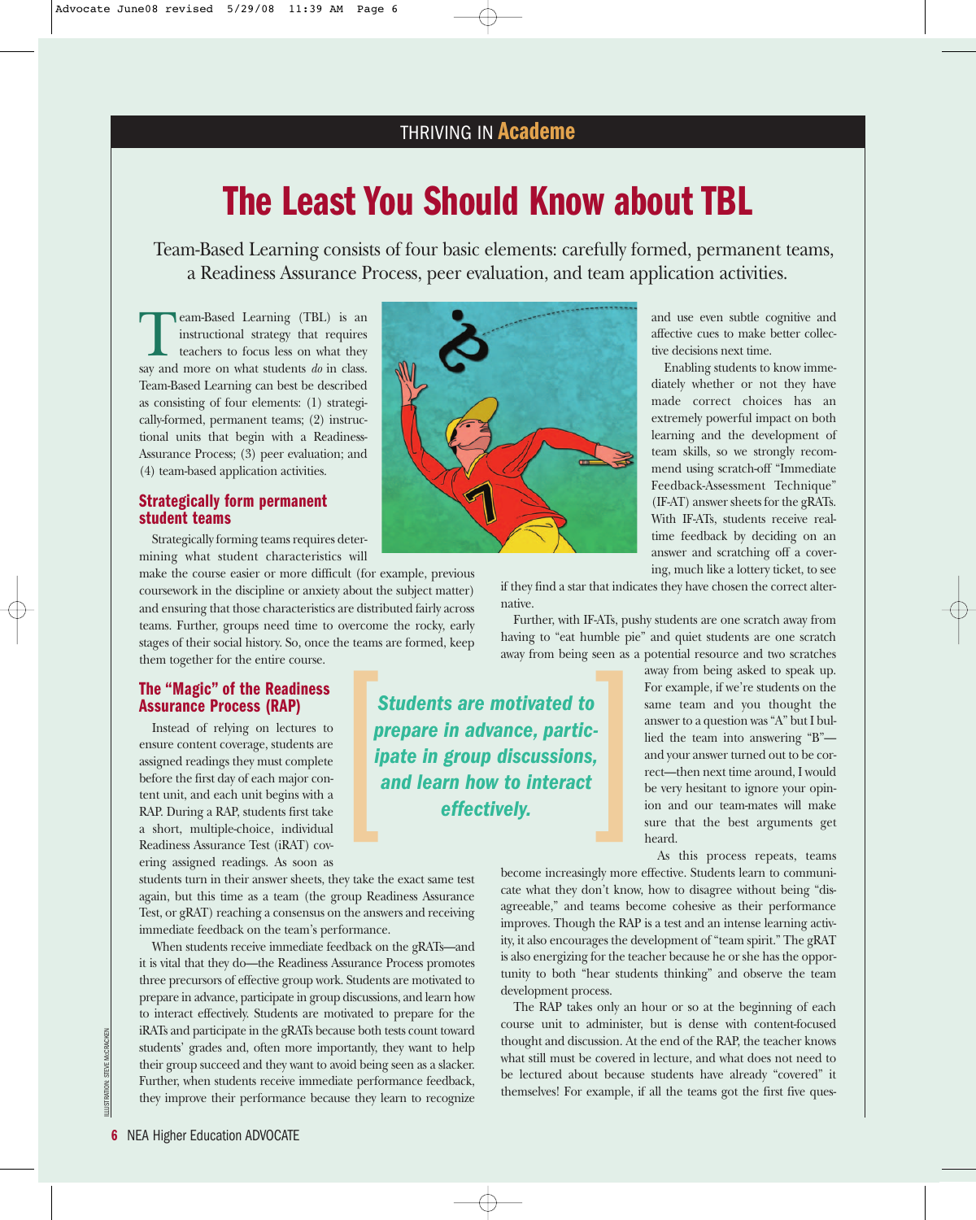THRIVING IN **Academe**

# The Least You Should Know about TBL

Team-Based Learning consists of four basic elements: carefully formed, permanent teams, a Readiness Assurance Process, peer evaluation, and team application activities.

Team-Based Learning (TBL) is an instructional strategy that requires teachers to focus less on what they say and more on what students *do* in class. Team-Based Learning can best be described as consisting of four elements: (1) strategically-formed, permanent teams; (2) instructional units that begin with a Readiness-Assurance Process; (3) peer evaluation; and (4) team-based application activities.

## Strategically form permanent student teams

Strategically forming teams requires determining what student characteristics will make the course easier or more difficult (for example, previous coursework in the discipline or anxiety about the subject matter) and ensuring that those characteristics are distributed fairly across teams. Further, groups need time to overcome the rocky, early stages of their social history. So, once the teams are formed, keep them together for the entire course.

## The "Magic" of the Readiness Assurance Process (RAP)

Instead of relying on lectures to ensure content coverage, students are assigned readings they must complete before the first day of each major content unit, and each unit begins with a RAP. During a RAP, students first take a short, multiple-choice, individual Readiness Assurance Test (iRAT) covering assigned readings. As soon as students turn in their answer sheets, they take the exact same test again, but this time as a team (the group Readiness Assurance Test, or gRAT) reaching a consensus on the answers and receiving immediate feedback on the team's performance.

When students receive immediate feedback on the gRATs—and it is vital that they do—the Readiness Assurance Process promotes three precursors of effective group work. Students are motivated to prepare in advance, participate in group discussions, and learn how to interact effectively. Students are motivated to prepare for the iRATs and participate in the gRATs because both tests count toward students' grades and, often more importantly, they want to help their group succeed and they want to avoid being seen as a slacker. Further, when students receive immediate performance feedback, they improve their performance because they learn to recognize and use even subtle cognitive and affective cues to make better collective decisions next time.

> ***Students are motivated to prepare in advance, participate in group discussions, and learn how to interact effectively.***

Enabling students to know immediately whether or not they have made correct choices has an extremely powerful impact on both learning and the development of team skills, so we strongly recommend using scratch-off "Immediate Feedback-Assessment Technique" (IF-AT) answer sheets for the gRATs. With IF-ATs, students receive real-time feedback by deciding on an answer and scratching off a covering, much like a lottery ticket, to see if they find a star that indicates they have chosen the correct alternative.

Further, with IF-ATs, pushy students are one scratch away from having to "eat humble pie" and quiet students are one scratch away from being seen as a potential resource and two scratches away from being asked to speak up. For example, if we're students on the same team and you thought the answer to a question was "A" but I bullied the team into answering "B"—and your answer turned out to be correct—then next time around, I would be very hesitant to ignore your opinion and our team-mates will make sure that the best arguments get heard.

As this process repeats, teams become increasingly more effective. Students learn to communicate what they don't know, how to disagree without being "disagreeable," and teams become cohesive as their performance improves. Though the RAP is a test and an intense learning activity, it also encourages the development of "team spirit." The gRAT is also energizing for the teacher because he or she has the opportunity to both "hear students thinking" and observe the team development process.

The RAP takes only an hour or so at the beginning of each course unit to administer, but is dense with content-focused thought and discussion. At the end of the RAP, the teacher knows what still must be covered in lecture, and what does not need to be lectured about because students have already "covered" it themselves! For example, if all the teams got the first five ques-

ILLUSTRATION: STEVE McCRACKEN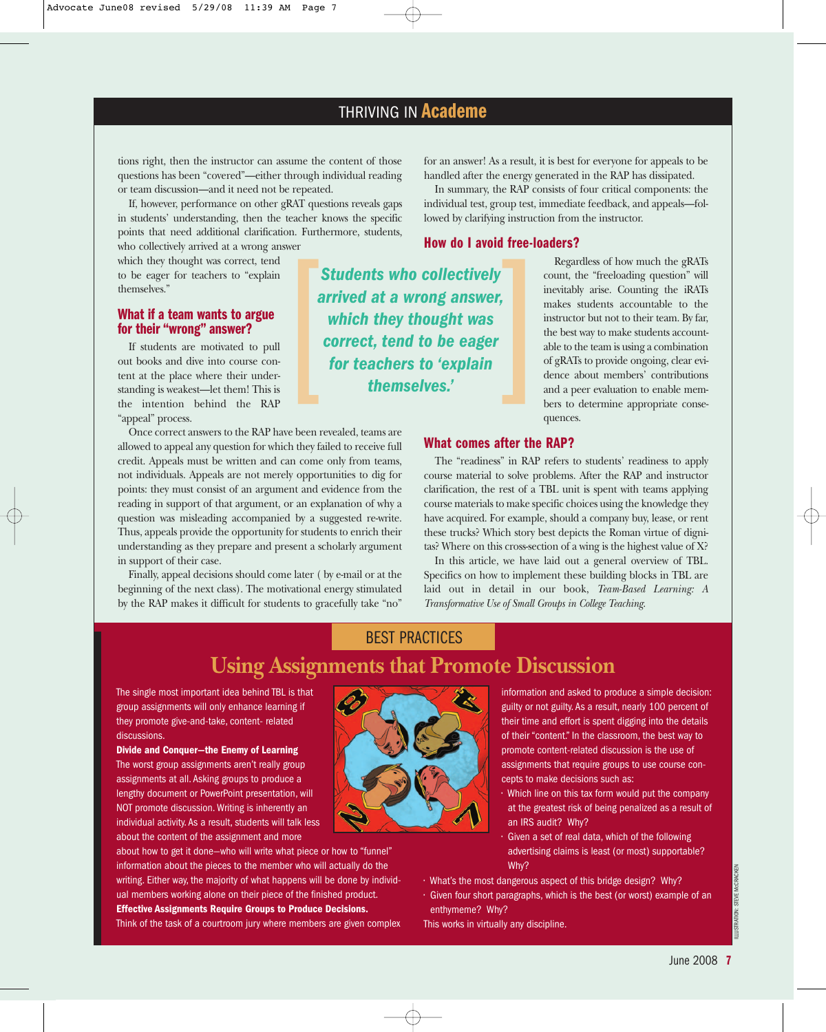## THRIVING IN Academe

tions right, then the instructor can assume the content of those questions has been "covered"—either through individual reading or team discussion—and it need not be repeated.

If, however, performance on other gRAT questions reveals gaps in students' understanding, then the teacher knows the specific points that need additional clarification. Furthermore, students, who collectively arrived at a wrong answer which they thought was correct, tend to be eager for teachers to "explain themselves."

> **Students who collectively arrived at a wrong answer, which they thought was correct, tend to be eager for teachers to 'explain themselves.'**

### What if a team wants to argue for their "wrong" answer?

If students are motivated to pull out books and dive into course content at the place where their understanding is weakest—let them! This is the intention behind the RAP "appeal" process.

Once correct answers to the RAP have been revealed, teams are allowed to appeal any question for which they failed to receive full credit. Appeals must be written and can come only from teams, not individuals. Appeals are not merely opportunities to dig for points: they must consist of an argument and evidence from the reading in support of that argument, or an explanation of why a question was misleading accompanied by a suggested re-write. Thus, appeals provide the opportunity for students to enrich their understanding as they prepare and present a scholarly argument in support of their case.

Finally, appeal decisions should come later ( by e-mail or at the beginning of the next class). The motivational energy stimulated by the RAP makes it difficult for students to gracefully take "no" for an answer! As a result, it is best for everyone for appeals to be handled after the energy generated in the RAP has dissipated.

In summary, the RAP consists of four critical components: the individual test, group test, immediate feedback, and appeals—followed by clarifying instruction from the instructor.

### How do I avoid free-loaders?

Regardless of how much the gRATs count, the "freeloading question" will inevitably arise. Counting the iRATs makes students accountable to the instructor but not to their team. By far, the best way to make students accountable to the team is using a combination of gRATs to provide ongoing, clear evidence about members' contributions and a peer evaluation to enable members to determine appropriate consequences.

### What comes after the RAP?

The "readiness" in RAP refers to students' readiness to apply course material to solve problems. After the RAP and instructor clarification, the rest of a TBL unit is spent with teams applying course materials to make specific choices using the knowledge they have acquired. For example, should a company buy, lease, or rent these trucks? Which story best depicts the Roman virtue of dignitas? Where on this cross-section of a wing is the highest value of X?

In this article, we have laid out a general overview of TBL. Specifics on how to implement these building blocks in TBL are laid out in detail in our book, *Team-Based Learning: A Transformative Use of Small Groups in College Teaching.*

---

BEST PRACTICES

## Using Assignments that Promote Discussion

The single most important idea behind TBL is that group assignments will only enhance learning if they promote give-and-take, content- related discussions.

**Divide and Conquer—the Enemy of Learning**

The worst group assignments aren't really group assignments at all. Asking groups to produce a lengthy document or PowerPoint presentation, will NOT promote discussion. Writing is inherently an individual activity. As a result, students will talk less about the content of the assignment and more about how to get it done—who will write what piece or how to "funnel" information about the pieces to the member who will actually do the writing. Either way, the majority of what happens will be done by individual members working alone on their piece of the finished product.

**Effective Assignments Require Groups to Produce Decisions.**

Think of the task of a courtroom jury where members are given complex information and asked to produce a simple decision: guilty or not guilty. As a result, nearly 100 percent of their time and effort is spent digging into the details of their "content." In the classroom, the best way to promote content-related discussion is the use of assignments that require groups to use course concepts to make decisions such as:

- Which line on this tax form would put the company at the greatest risk of being penalized as a result of an IRS audit? Why?
- Given a set of real data, which of the following advertising claims is least (or most) supportable? Why?
- What's the most dangerous aspect of this bridge design? Why?
- Given four short paragraphs, which is the best (or worst) example of an enthymeme? Why?

This works in virtually any discipline.

ILLUSTRATION: STEVE McCRACKEN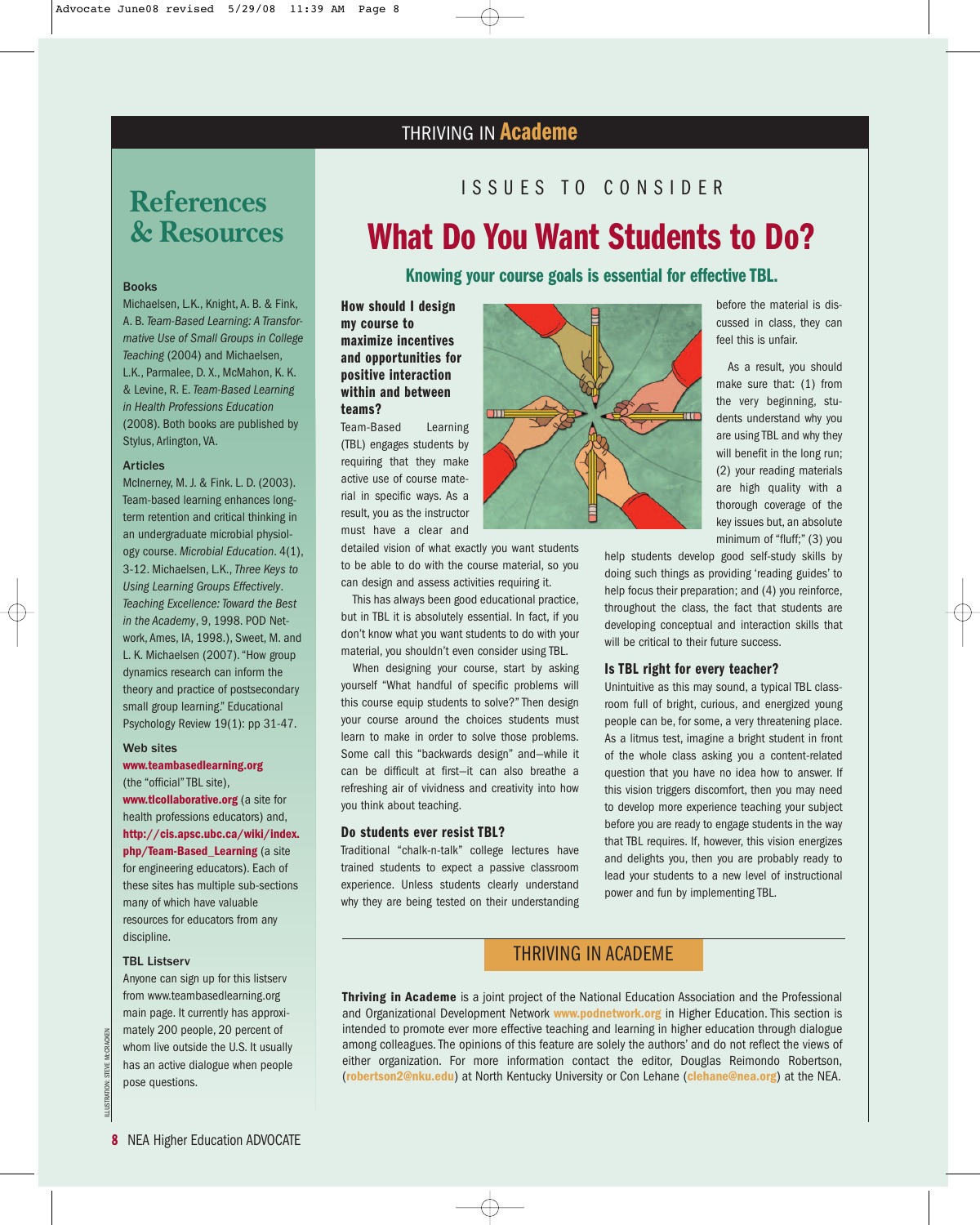THRIVING IN **Academe**

# References & Resources

**Books**

Michaelsen, L.K., Knight, A. B. & Fink, A. B. *Team-Based Learning: A Transformative Use of Small Groups in College Teaching* (2004) and Michaelsen, L.K., Parmalee, D. X., McMahon, K. K. & Levine, R. E. *Team-Based Learning in Health Professions Education* (2008). Both books are published by Stylus, Arlington, VA.

**Articles**

McInerney, M. J. & Fink. L. D. (2003). Team-based learning enhances long-term retention and critical thinking in an undergraduate microbial physiology course. *Microbial Education*. 4(1), 3-12. Michaelsen, L.K., *Three Keys to Using Learning Groups Effectively*. *Teaching Excellence: Toward the Best in the Academy*, 9, 1998. POD Network, Ames, IA, 1998.), Sweet, M. and L. K. Michaelsen (2007). "How group dynamics research can inform the theory and practice of postsecondary small group learning." Educational Psychology Review 19(1): pp 31-47.

**Web sites**

**www.teambasedlearning.org** (the "official" TBL site), **www.tlcollaborative.org** (a site for health professions educators) and, **http://cis.apsc.ubc.ca/wiki/index.php/Team-Based_Learning** (a site for engineering educators). Each of these sites has multiple sub-sections many of which have valuable resources for educators from any discipline.

**TBL Listserv**

Anyone can sign up for this listserv from www.teambasedlearning.org main page. It currently has approximately 200 people, 20 percent of whom live outside the U.S. It usually has an active dialogue when people pose questions.

ISSUES TO CONSIDER

# What Do You Want Students to Do?

## Knowing your course goals is essential for effective TBL.

### How should I design my course to maximize incentives and opportunities for positive interaction within and between teams?

Team-Based Learning (TBL) engages students by requiring that they make active use of course material in specific ways. As a result, you as the instructor must have a clear and detailed vision of what exactly you want students to be able to do with the course material, so you can design and assess activities requiring it.

This has always been good educational practice, but in TBL it is absolutely essential. In fact, if you don't know what you want students to do with your material, you shouldn't even consider using TBL.

When designing your course, start by asking yourself "What handful of specific problems will this course equip students to solve?" Then design your course around the choices students must learn to make in order to solve those problems. Some call this "backwards design" and—while it can be difficult at first—it can also breathe a refreshing air of vividness and creativity into how you think about teaching.

### Do students ever resist TBL?

Traditional "chalk-n-talk" college lectures have trained students to expect a passive classroom experience. Unless students clearly understand why they are being tested on their understanding before the material is discussed in class, they can feel this is unfair.

As a result, you should make sure that: (1) from the very beginning, students understand why you are using TBL and why they will benefit in the long run; (2) your reading materials are high quality with a thorough coverage of the key issues but, an absolute minimum of "fluff;" (3) you help students develop good self-study skills by doing such things as providing 'reading guides' to help focus their preparation; and (4) you reinforce, throughout the class, the fact that students are developing conceptual and interaction skills that will be critical to their future success.

### Is TBL right for every teacher?

Unintuitive as this may sound, a typical TBL classroom full of bright, curious, and energized young people can be, for some, a very threatening place. As a litmus test, imagine a bright student in front of the whole class asking you a content-related question that you have no idea how to answer. If this vision triggers discomfort, then you may need to develop more experience teaching your subject before you are ready to engage students in the way that TBL requires. If, however, this vision energizes and delights you, then you are probably ready to lead your students to a new level of instructional power and fun by implementing TBL.

ILLUSTRATION: STEVE McCRACKEN

## THRIVING IN ACADEME

**Thriving in Academe** is a joint project of the National Education Association and the Professional and Organizational Development Network **www.podnetwork.org** in Higher Education. This section is intended to promote ever more effective teaching and learning in higher education through dialogue among colleagues. The opinions of this feature are solely the authors' and do not reflect the views of either organization. For more information contact the editor, Douglas Reimondo Robertson, (**robertson2@nku.edu**) at North Kentucky University or Con Lehane (**clehane@nea.org**) at the NEA.